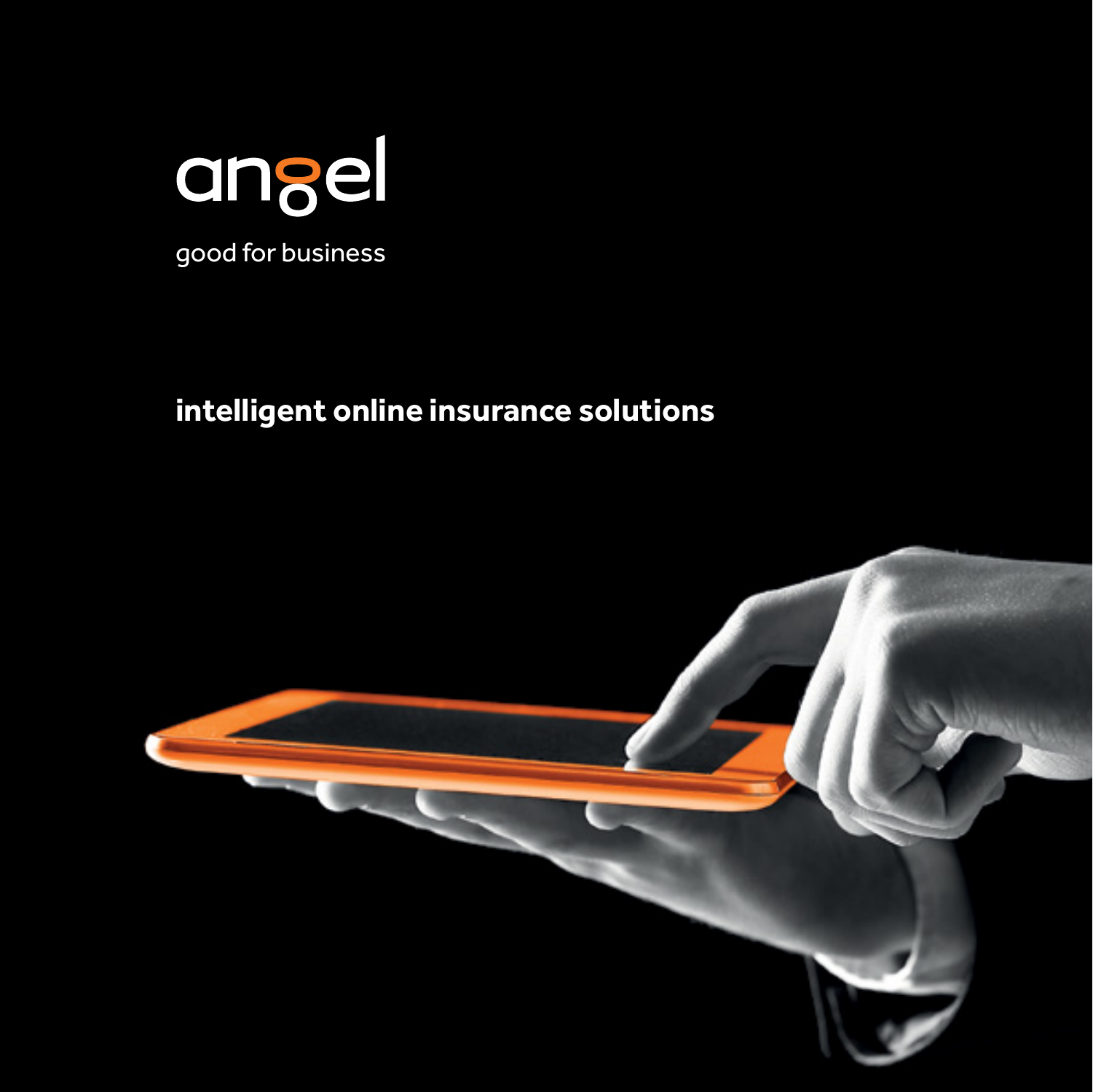# angel

good for business

**intelligent online insurance solutions**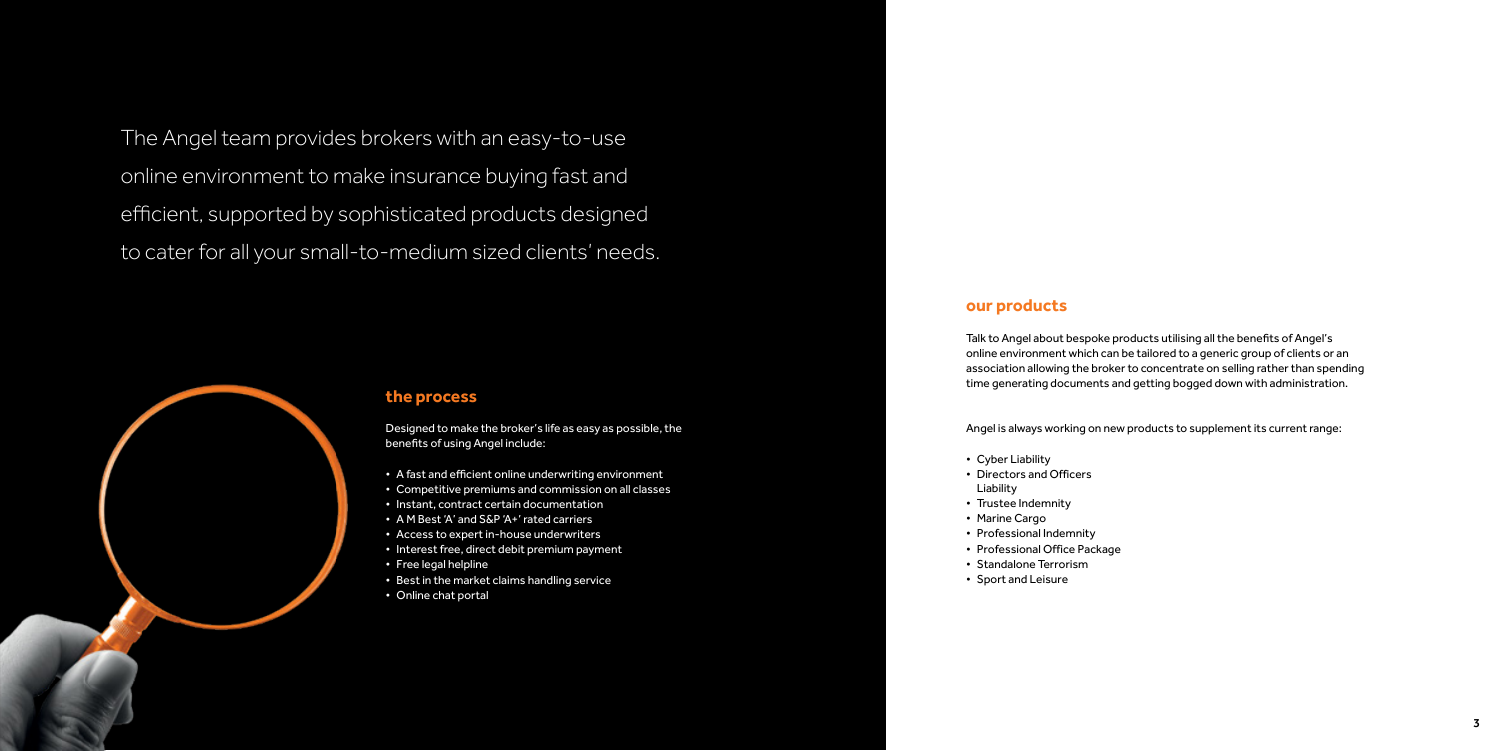The Angel team provides brokers with an easy-to-use online environment to make insurance buying fast and efficient, supported by sophisticated products designed to cater for all your small-to-medium sized clients' needs.

## the process

Designed to make the broker's life as easy as possible, the benefits of using Angel include:

- A fast and efficient online underwriting environment
- Competitive premiums and commission on all classes
- Instant, contract certain documentation
- A M Best 'A' and S&P 'A+' rated carriers
- Access to expert in-house underwriters
- Interest free, direct debit premium payment
- Free legal helpline
- Best in the market claims handling service
- Online chat portal

## our products

Talk to Angel about bespoke products utilising all the benefits of Angel's online environment which can be tailored to a generic group of clients or an association allowing the broker to concentrate on selling rather than spending time generating documents and getting bogged down with administration.

Angel is always working on new products to supplement its current range:

- Cyber Liability
- Directors and Officers Liability
- Trustee Indemnity
- Marine Cargo
- Professional Indemnity
- Professional Office Package
- Standalone Terrorism
- Sport and Leisure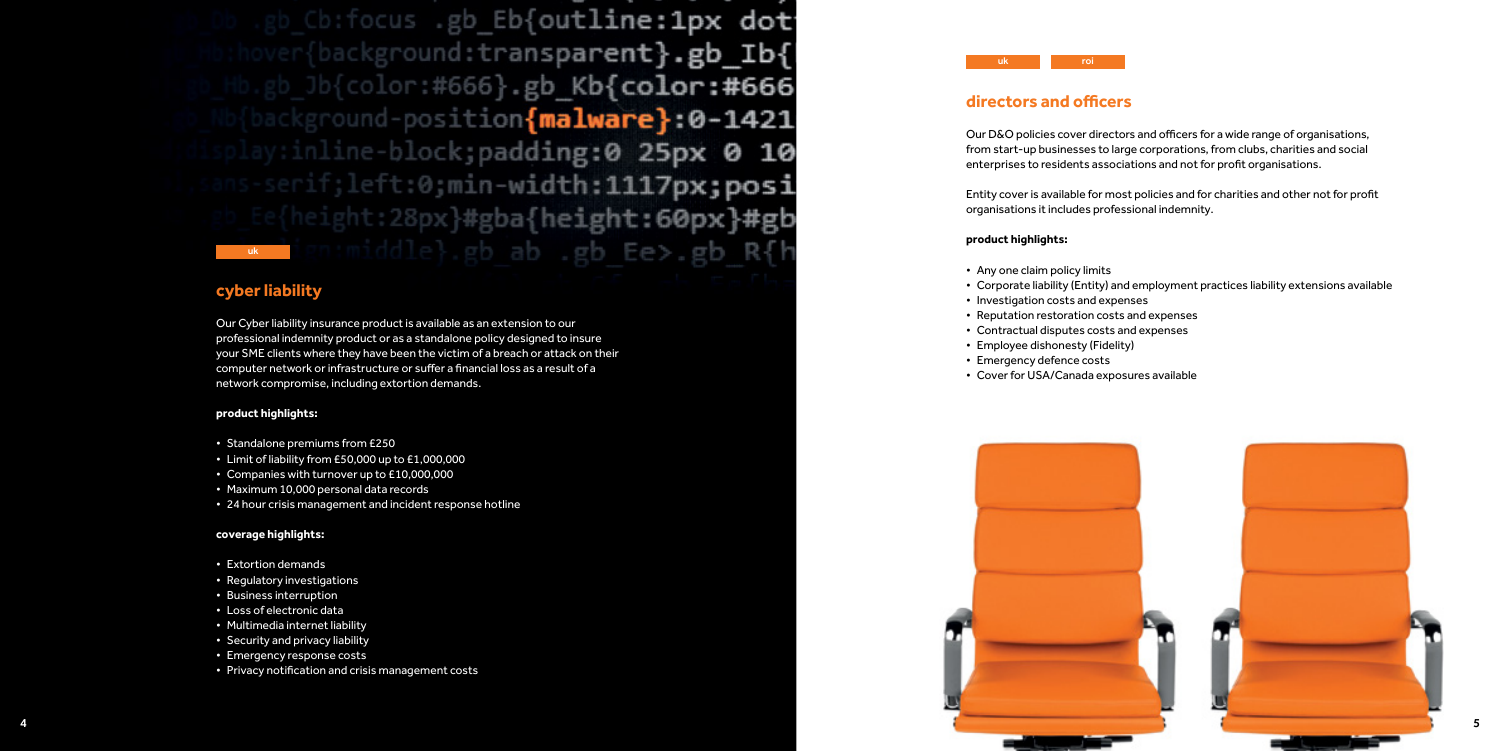uk

## cyber liability

Our Cyber liability insurance product is available as an extension to our professional indemnity product or as a standalone policy designed to insure your SME clients where they have been the victim of a breach or attack on their computer network or infrastructure or suffer a financial loss as a result of a network compromise, including extortion demands.

**product highlights:**

- Standalone premiums from £250
- Limit of liability from £50,000 up to £1,000,000
- Companies with turnover up to £10,000,000
- Maximum 10,000 personal data records
- 24 hour crisis management and incident response hotline

**coverage highlights:**

- Extortion demands
- Regulatory investigations
- Business interruption
- Loss of electronic data
- Multimedia internet liability
- Security and privacy liability
- Emergency response costs
- Privacy notification and crisis management costs

uk roi

## directors and officers

Our D&O policies cover directors and officers for a wide range of organisations, from start-up businesses to large corporations, from clubs, charities and social enterprises to residents associations and not for profit organisations.

Entity cover is available for most policies and for charities and other not for profit organisations it includes professional indemnity.

**product highlights:**

- Any one claim policy limits
- Corporate liability (Entity) and employment practices liability extensions available
- Investigation costs and expenses
- Reputation restoration costs and expenses
- Contractual disputes costs and expenses
- Employee dishonesty (Fidelity)
- Emergency defence costs
- Cover for USA/Canada exposures available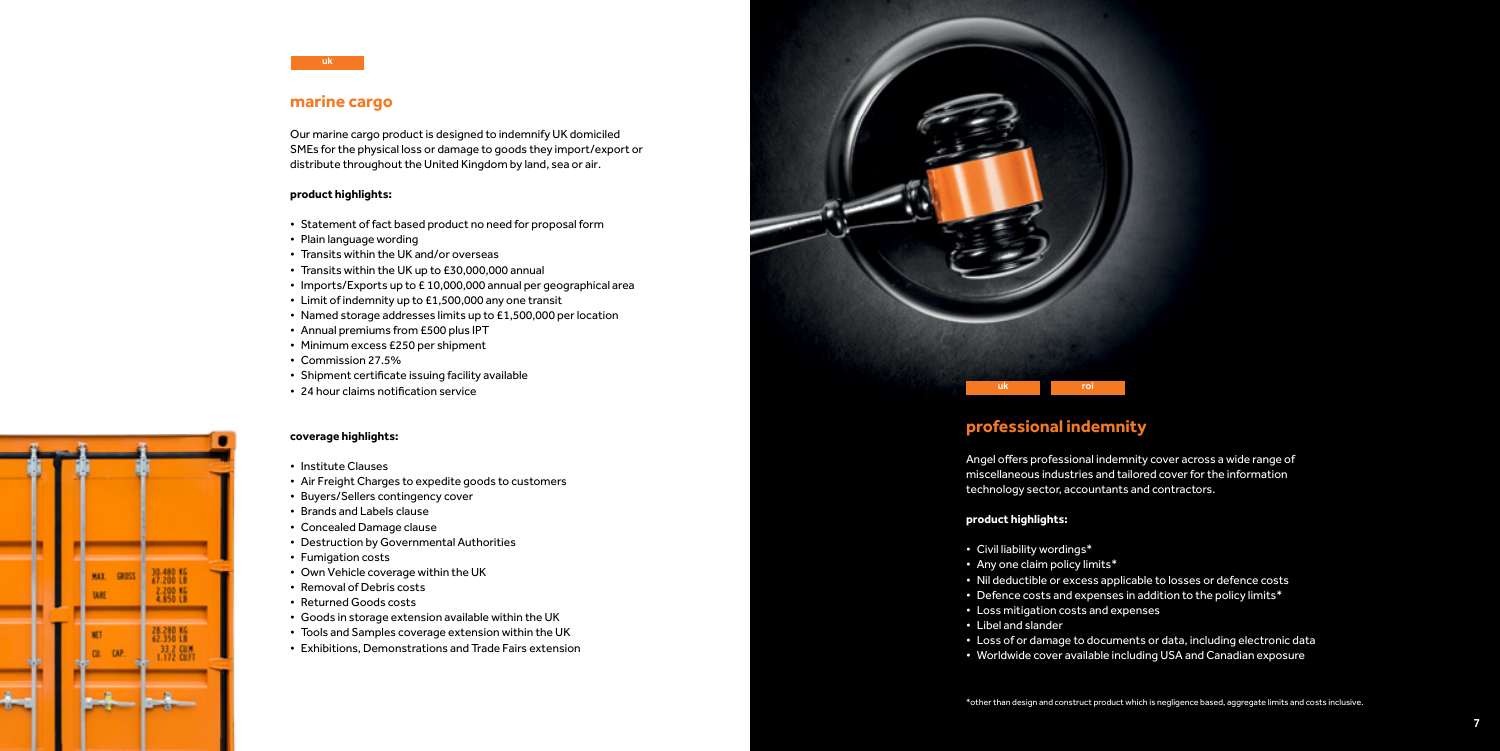uk

## marine cargo

Our marine cargo product is designed to indemnify UK domiciled SMEs for the physical loss or damage to goods they import/export or distribute throughout the United Kingdom by land, sea or air.

**product highlights:**

- Statement of fact based product no need for proposal form
- Plain language wording
- Transits within the UK and/or overseas
- Transits within the UK up to £30,000,000 annual
- Imports/Exports up to £ 10,000,000 annual per geographical area
- Limit of indemnity up to £1,500,000 any one transit
- Named storage addresses limits up to £1,500,000 per location
- Annual premiums from £500 plus IPT
- Minimum excess £250 per shipment
- Commission 27.5%
- Shipment certificate issuing facility available
- 24 hour claims notification service

**coverage highlights:**

- Institute Clauses
- Air Freight Charges to expedite goods to customers
- Buyers/Sellers contingency cover
- Brands and Labels clause
- Concealed Damage clause
- Destruction by Governmental Authorities
- Fumigation costs
- Own Vehicle coverage within the UK
- Removal of Debris costs
- Returned Goods costs
- Goods in storage extension available within the UK
- Tools and Samples coverage extension within the UK
- Exhibitions, Demonstrations and Trade Fairs extension

uk roi

## professional indemnity

Angel offers professional indemnity cover across a wide range of miscellaneous industries and tailored cover for the information technology sector, accountants and contractors.

**product highlights:**

- Civil liability wordings*
- Any one claim policy limits*
- Nil deductible or excess applicable to losses or defence costs
- Defence costs and expenses in addition to the policy limits*
- Loss mitigation costs and expenses
- Libel and slander
- Loss of or damage to documents or data, including electronic data
- Worldwide cover available including USA and Canadian exposure

*other than design and construct product which is negligence based, aggregate limits and costs inclusive.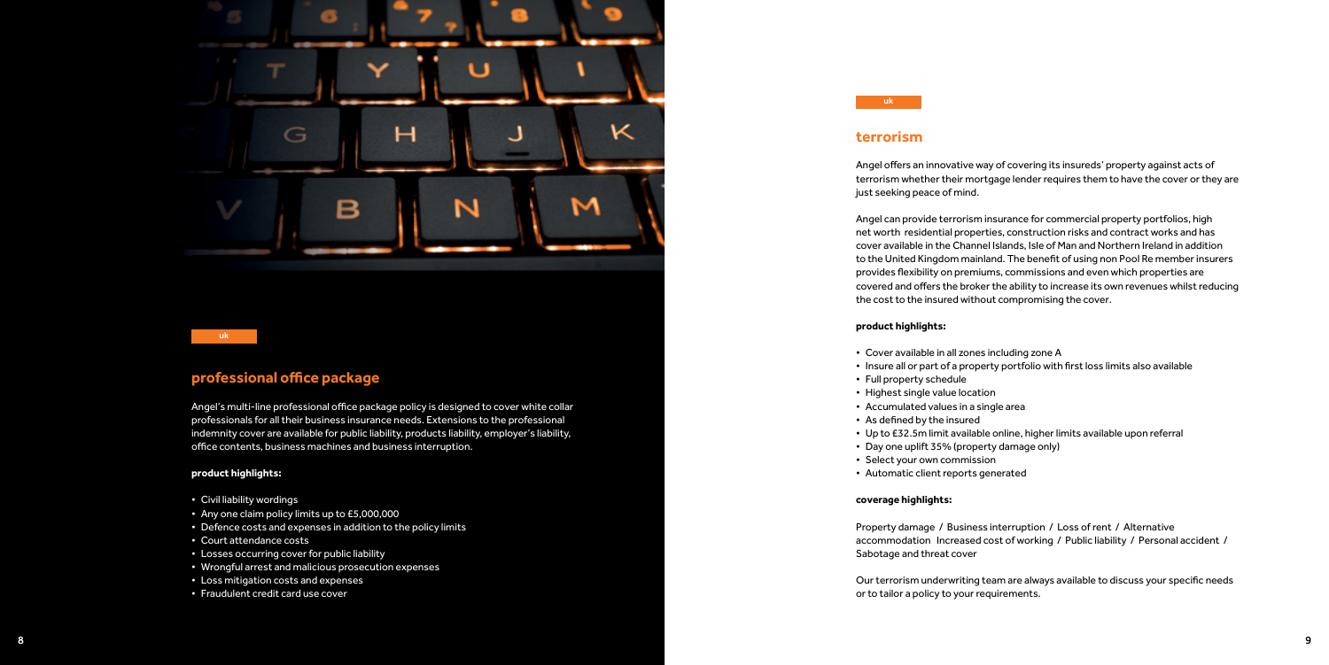uk

## professional office package

Angel's multi-line professional office package policy is designed to cover white collar professionals for all their business insurance needs. Extensions to the professional indemnity cover are available for public liability, products liability, employer's liability, office contents, business machines and business interruption.

**product highlights:**

- Civil liability wordings
- Any one claim policy limits up to £5,000,000
- Defence costs and expenses in addition to the policy limits
- Court attendance costs
- Losses occurring cover for public liability
- Wrongful arrest and malicious prosecution expenses
- Loss mitigation costs and expenses
- Fraudulent credit card use cover

uk

## terrorism

Angel offers an innovative way of covering its insureds' property against acts of terrorism whether their mortgage lender requires them to have the cover or they are just seeking peace of mind.

Angel can provide terrorism insurance for commercial property portfolios, high net worth residential properties, construction risks and contract works and has cover available in the Channel Islands, Isle of Man and Northern Ireland in addition to the United Kingdom mainland. The benefit of using non Pool Re member insurers provides flexibility on premiums, commissions and even which properties are covered and offers the broker the ability to increase its own revenues whilst reducing the cost to the insured without compromising the cover.

**product highlights:**

- Cover available in all zones including zone A
- Insure all or part of a property portfolio with first loss limits also available
- Full property schedule
- Highest single value location
- Accumulated values in a single area
- As defined by the insured
- Up to £32.5m limit available online, higher limits available upon referral
- Day one uplift 35% (property damage only)
- Select your own commission
- Automatic client reports generated

**coverage highlights:**

Property damage / Business interruption / Loss of rent / Alternative accommodation Increased cost of working / Public liability / Personal accident / Sabotage and threat cover

Our terrorism underwriting team are always available to discuss your specific needs or to tailor a policy to your requirements.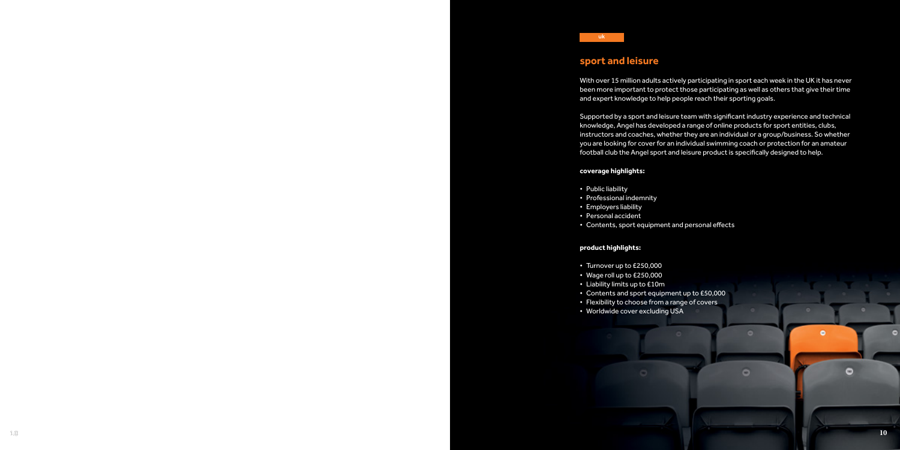uk

## sport and leisure

With over 15 million adults actively participating in sport each week in the UK it has never been more important to protect those participating as well as others that give their time and expert knowledge to help people reach their sporting goals.

Supported by a sport and leisure team with significant industry experience and technical knowledge, Angel has developed a range of online products for sport entities, clubs, instructors and coaches, whether they are an individual or a group/business. So whether you are looking for cover for an individual swimming coach or protection for an amateur football club the Angel sport and leisure product is specifically designed to help.

**coverage highlights:**

- Public liability
- Professional indemnity
- Employers liability
- Personal accident
- Contents, sport equipment and personal effects

**product highlights:**

- Turnover up to £250,000
- Wage roll up to £250,000
- Liability limits up to £10m
- Contents and sport equipment up to £50,000
- Flexibility to choose from a range of covers
- Worldwide cover excluding USA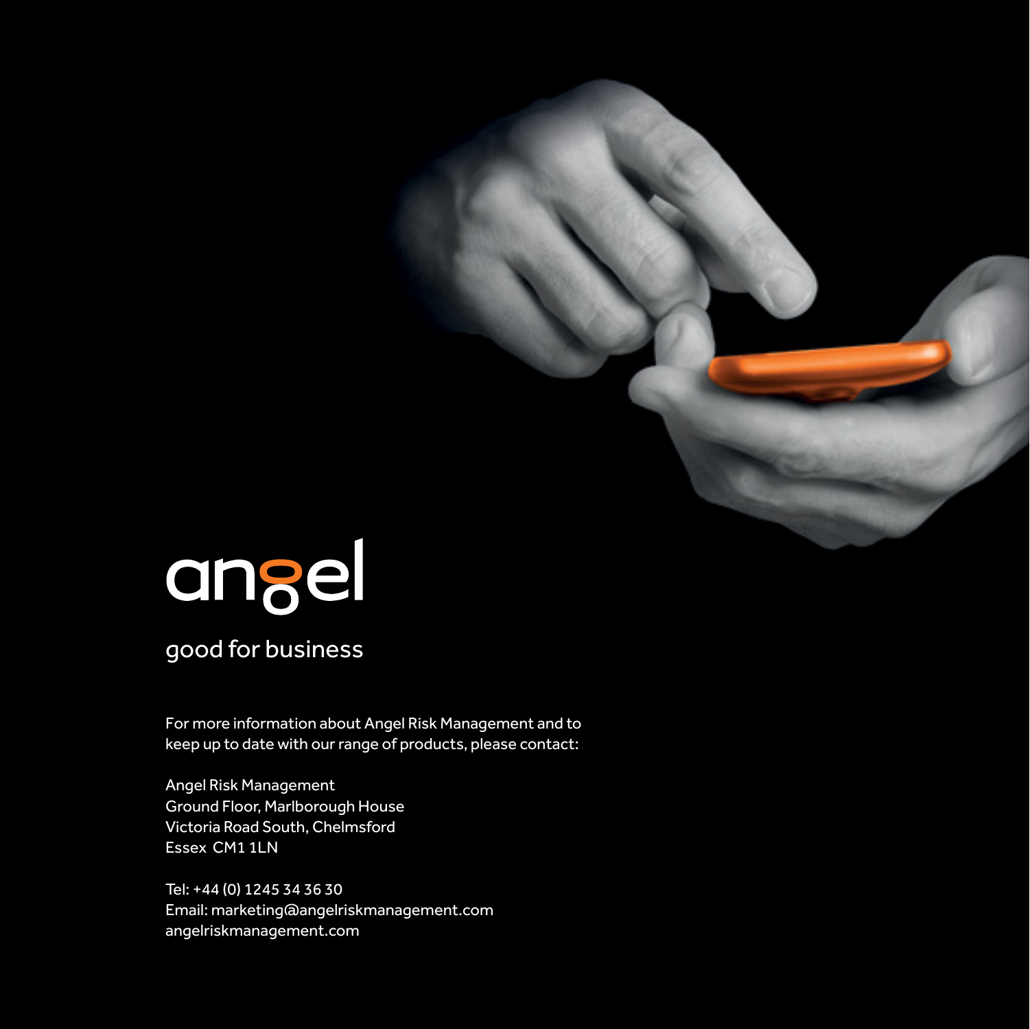angel

good for business

For more information about Angel Risk Management and to keep up to date with our range of products, please contact:

Angel Risk Management
Ground Floor, Marlborough House
Victoria Road South, Chelmsford
Essex CM1 1LN

Tel: +44 (0) 1245 34 36 30
Email: marketing@angelriskmanagement.com
angelriskmanagement.com